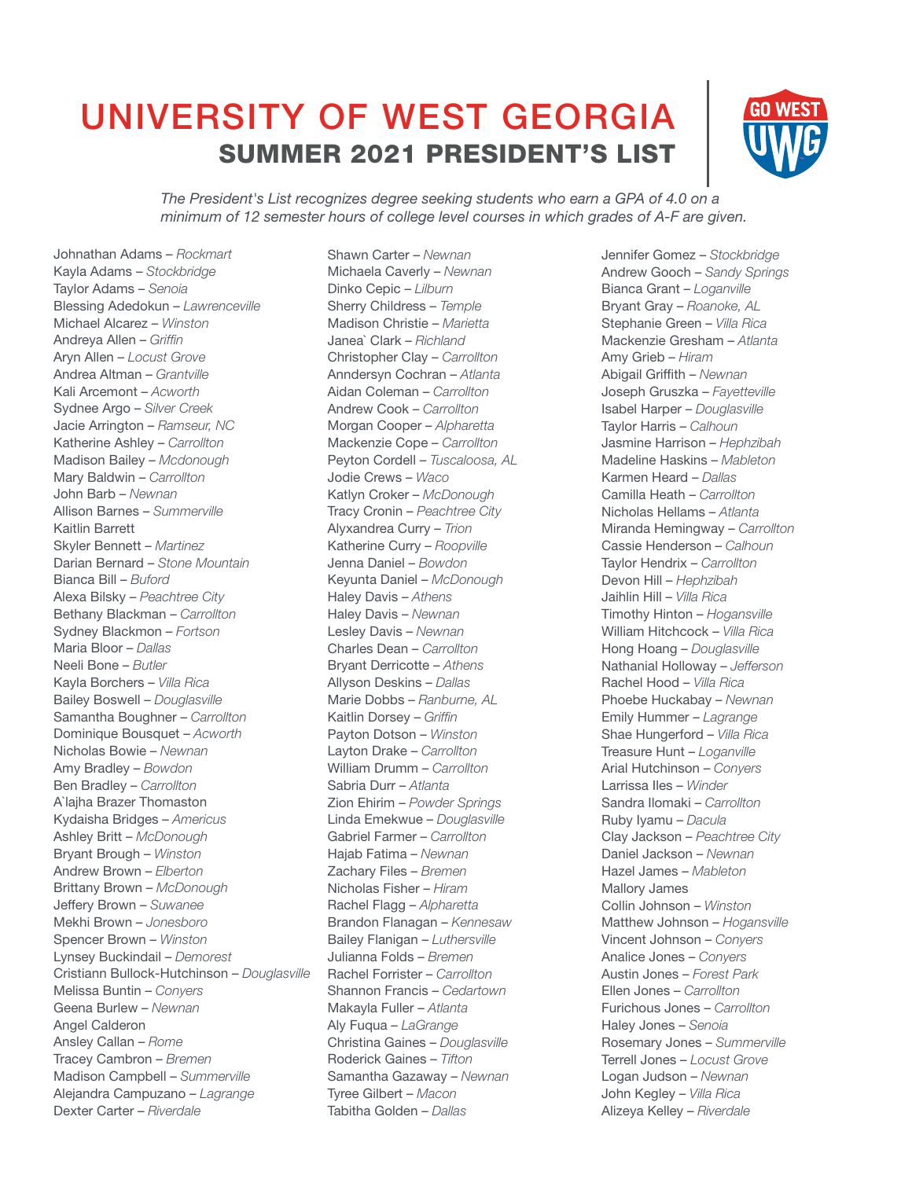# UNIVERSITY OF WEST GEORGIA

## SUMMER 2021 PRESIDENT'S LIST

*The President's List recognizes degree seeking students who earn a GPA of 4.0 on a minimum of 12 semester hours of college level courses in which grades of A-F are given.*

Johnathan Adams – *Rockmart*
Kayla Adams – *Stockbridge*
Taylor Adams – *Senoia*
Blessing Adedokun – *Lawrenceville*
Michael Alcarez – *Winston*
Andreya Allen – *Griffin*
Aryn Allen – *Locust Grove*
Andrea Altman – *Grantville*
Kali Arcemont – *Acworth*
Sydnee Argo – *Silver Creek*
Jacie Arrington – *Ramseur, NC*
Katherine Ashley – *Carrollton*
Madison Bailey – *Mcdonough*
Mary Baldwin – *Carrollton*
John Barb – *Newnan*
Allison Barnes – *Summerville*
Kaitlin Barrett
Skyler Bennett – *Martinez*
Darian Bernard – *Stone Mountain*
Bianca Bill – *Buford*
Alexa Bilsky – *Peachtree City*
Bethany Blackman – *Carrollton*
Sydney Blackmon – *Fortson*
Maria Bloor – *Dallas*
Neeli Bone – *Butler*
Kayla Borchers – *Villa Rica*
Bailey Boswell – *Douglasville*
Samantha Boughner – *Carrollton*
Dominique Bousquet – *Acworth*
Nicholas Bowie – *Newnan*
Amy Bradley – *Bowdon*
Ben Bradley – *Carrollton*
A`lajha Brazer Thomaston
Kydaisha Bridges – *Americus*
Ashley Britt – *McDonough*
Bryant Brough – *Winston*
Andrew Brown – *Elberton*
Brittany Brown – *McDonough*
Jeffery Brown – *Suwanee*
Mekhi Brown – *Jonesboro*
Spencer Brown – *Winston*
Lynsey Buckindail – *Demorest*
Cristiann Bullock-Hutchinson – *Douglasville*
Melissa Buntin – *Conyers*
Geena Burlew – *Newnan*
Angel Calderon
Ansley Callan – *Rome*
Tracey Cambron – *Bremen*
Madison Campbell – *Summerville*
Alejandra Campuzano – *Lagrange*
Dexter Carter – *Riverdale*
Shawn Carter – *Newnan*
Michaela Caverly – *Newnan*
Dinko Cepic – *Lilburn*
Sherry Childress – *Temple*
Madison Christie – *Marietta*
Janea` Clark – *Richland*
Christopher Clay – *Carrollton*
Anndersyn Cochran – *Atlanta*
Aidan Coleman – *Carrollton*
Andrew Cook – *Carrollton*
Morgan Cooper – *Alpharetta*
Mackenzie Cope – *Carrollton*
Peyton Cordell – *Tuscaloosa, AL*
Jodie Crews – *Waco*
Katlyn Croker – *McDonough*
Tracy Cronin – *Peachtree City*
Alyxandrea Curry – *Trion*
Katherine Curry – *Roopville*
Jenna Daniel – *Bowdon*
Keyunta Daniel – *McDonough*
Haley Davis – *Athens*
Haley Davis – *Newnan*
Lesley Davis – *Newnan*
Charles Dean – *Carrollton*
Bryant Derricotte – *Athens*
Allyson Deskins – *Dallas*
Marie Dobbs – *Ranburne, AL*
Kaitlin Dorsey – *Griffin*
Payton Dotson – *Winston*
Layton Drake – *Carrollton*
William Drumm – *Carrollton*
Sabria Durr – *Atlanta*
Zion Ehirim – *Powder Springs*
Linda Emekwue – *Douglasville*
Gabriel Farmer – *Carrollton*
Hajab Fatima – *Newnan*
Zachary Files – *Bremen*
Nicholas Fisher – *Hiram*
Rachel Flagg – *Alpharetta*
Brandon Flanagan – *Kennesaw*
Bailey Flanigan – *Luthersville*
Julianna Folds – *Bremen*
Rachel Forrister – *Carrollton*
Shannon Francis – *Cedartown*
Makayla Fuller – *Atlanta*
Aly Fuqua – *LaGrange*
Christina Gaines – *Douglasville*
Roderick Gaines – *Tifton*
Samantha Gazaway – *Newnan*
Tyree Gilbert – *Macon*
Tabitha Golden – *Dallas*
Jennifer Gomez – *Stockbridge*
Andrew Gooch – *Sandy Springs*
Bianca Grant – *Loganville*
Bryant Gray – *Roanoke, AL*
Stephanie Green – *Villa Rica*
Mackenzie Gresham – *Atlanta*
Amy Grieb – *Hiram*
Abigail Griffith – *Newnan*
Joseph Gruszka – *Fayetteville*
Isabel Harper – *Douglasville*
Taylor Harris – *Calhoun*
Jasmine Harrison – *Hephzibah*
Madeline Haskins – *Mableton*
Karmen Heard – *Dallas*
Camilla Heath – *Carrollton*
Nicholas Hellams – *Atlanta*
Miranda Hemingway – *Carrollton*
Cassie Henderson – *Calhoun*
Taylor Hendrix – *Carrollton*
Devon Hill – *Hephzibah*
Jaihlin Hill – *Villa Rica*
Timothy Hinton – *Hogansville*
William Hitchcock – *Villa Rica*
Hong Hoang – *Douglasville*
Nathanial Holloway – *Jefferson*
Rachel Hood – *Villa Rica*
Phoebe Huckabay – *Newnan*
Emily Hummer – *Lagrange*
Shae Hungerford – *Villa Rica*
Treasure Hunt – *Loganville*
Arial Hutchinson – *Conyers*
Larrissa Iles – *Winder*
Sandra Ilomaki – *Carrollton*
Ruby Iyamu – *Dacula*
Clay Jackson – *Peachtree City*
Daniel Jackson – *Newnan*
Hazel James – *Mableton*
Mallory James
Collin Johnson – *Winston*
Matthew Johnson – *Hogansville*
Vincent Johnson – *Conyers*
Analice Jones – *Conyers*
Austin Jones – *Forest Park*
Ellen Jones – *Carrollton*
Furichous Jones – *Carrollton*
Haley Jones – *Senoia*
Rosemary Jones – *Summerville*
Terrell Jones – *Locust Grove*
Logan Judson – *Newnan*
John Kegley – *Villa Rica*
Alizeya Kelley – *Riverdale*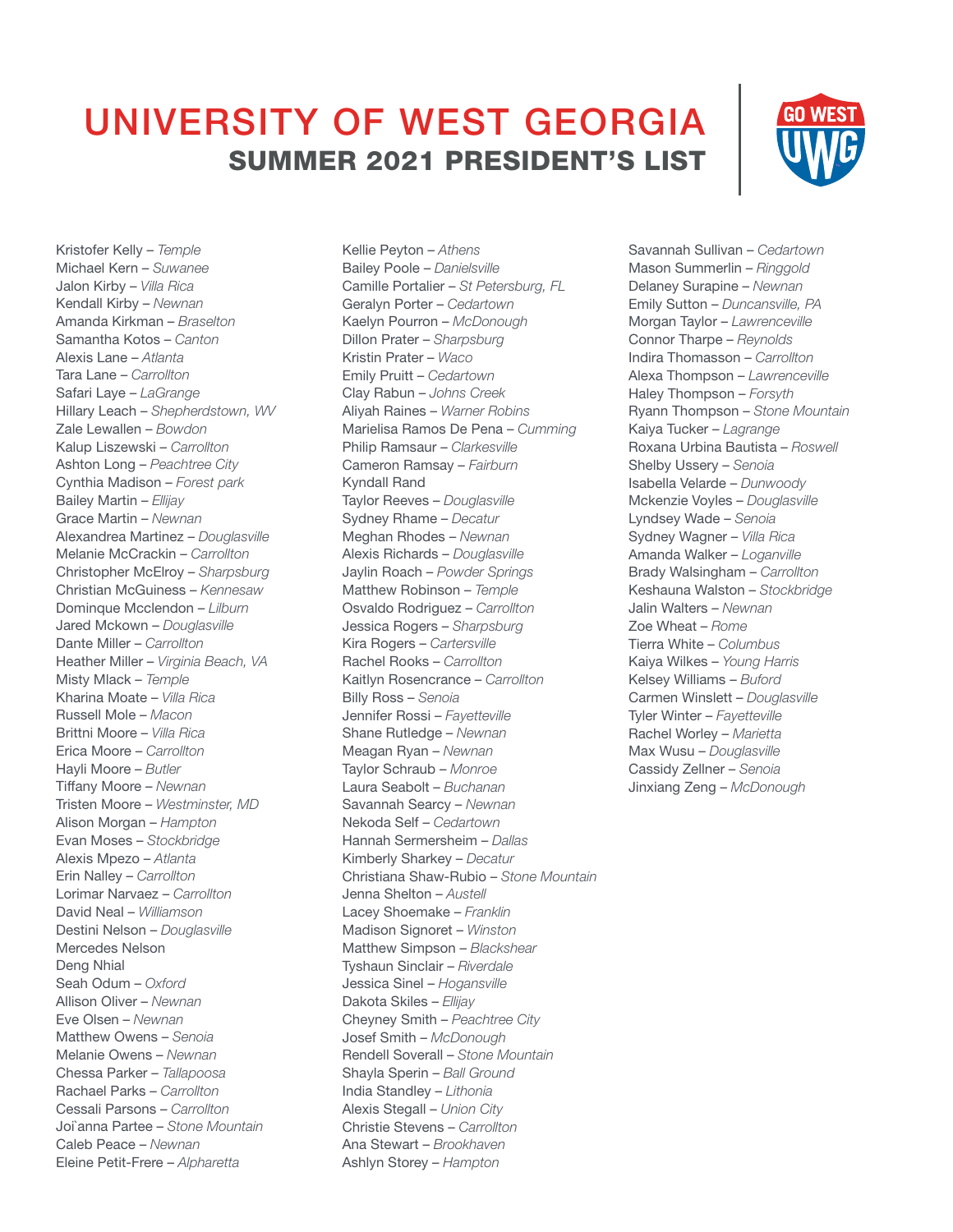# UNIVERSITY OF WEST GEORGIA

## SUMMER 2021 PRESIDENT'S LIST

Kristofer Kelly – *Temple*
Michael Kern – *Suwanee*
Jalon Kirby – *Villa Rica*
Kendall Kirby – *Newnan*
Amanda Kirkman – *Braselton*
Samantha Kotos – *Canton*
Alexis Lane – *Atlanta*
Tara Lane – *Carrollton*
Safari Laye – *LaGrange*
Hillary Leach – *Shepherdstown, WV*
Zale Lewallen – *Bowdon*
Kalup Liszewski – *Carrollton*
Ashton Long – *Peachtree City*
Cynthia Madison – *Forest park*
Bailey Martin – *Ellijay*
Grace Martin – *Newnan*
Alexandrea Martinez – *Douglasville*
Melanie McCrackin – *Carrollton*
Christopher McElroy – *Sharpsburg*
Christian McGuiness – *Kennesaw*
Dominque Mcclendon – *Lilburn*
Jared Mckown – *Douglasville*
Dante Miller – *Carrollton*
Heather Miller – *Virginia Beach, VA*
Misty Mlack – *Temple*
Kharina Moate – *Villa Rica*
Russell Mole – *Macon*
Brittni Moore – *Villa Rica*
Erica Moore – *Carrollton*
Hayli Moore – *Butler*
Tiffany Moore – *Newnan*
Tristen Moore – *Westminster, MD*
Alison Morgan – *Hampton*
Evan Moses – *Stockbridge*
Alexis Mpezo – *Atlanta*
Erin Nalley – *Carrollton*
Lorimar Narvaez – *Carrollton*
David Neal – *Williamson*
Destini Nelson – *Douglasville*
Mercedes Nelson
Deng Nhial
Seah Odum – *Oxford*
Allison Oliver – *Newnan*
Eve Olsen – *Newnan*
Matthew Owens – *Senoia*
Melanie Owens – *Newnan*
Chessa Parker – *Tallapoosa*
Rachael Parks – *Carrollton*
Cessali Parsons – *Carrollton*
Joi`anna Partee – *Stone Mountain*
Caleb Peace – *Newnan*
Eleine Petit-Frere – *Alpharetta*
Kellie Peyton – *Athens*
Bailey Poole – *Danielsville*
Camille Portalier – *St Petersburg, FL*
Geralyn Porter – *Cedartown*
Kaelyn Pourron – *McDonough*
Dillon Prater – *Sharpsburg*
Kristin Prater – *Waco*
Emily Pruitt – *Cedartown*
Clay Rabun – *Johns Creek*
Aliyah Raines – *Warner Robins*
Marielisa Ramos De Pena – *Cumming*
Philip Ramsaur – *Clarkesville*
Cameron Ramsay – *Fairburn*
Kyndall Rand
Taylor Reeves – *Douglasville*
Sydney Rhame – *Decatur*
Meghan Rhodes – *Newnan*
Alexis Richards – *Douglasville*
Jaylin Roach – *Powder Springs*
Matthew Robinson – *Temple*
Osvaldo Rodriguez – *Carrollton*
Jessica Rogers – *Sharpsburg*
Kira Rogers – *Cartersville*
Rachel Rooks – *Carrollton*
Kaitlyn Rosencrance – *Carrollton*
Billy Ross – *Senoia*
Jennifer Rossi – *Fayetteville*
Shane Rutledge – *Newnan*
Meagan Ryan – *Newnan*
Taylor Schraub – *Monroe*
Laura Seabolt – *Buchanan*
Savannah Searcy – *Newnan*
Nekoda Self – *Cedartown*
Hannah Sermersheim – *Dallas*
Kimberly Sharkey – *Decatur*
Christiana Shaw-Rubio – *Stone Mountain*
Jenna Shelton – *Austell*
Lacey Shoemake – *Franklin*
Madison Signoret – *Winston*
Matthew Simpson – *Blackshear*
Tyshaun Sinclair – *Riverdale*
Jessica Sinel – *Hogansville*
Dakota Skiles – *Ellijay*
Cheyney Smith – *Peachtree City*
Josef Smith – *McDonough*
Rendell Soverall – *Stone Mountain*
Shayla Sperin – *Ball Ground*
India Standley – *Lithonia*
Alexis Stegall – *Union City*
Christie Stevens – *Carrollton*
Ana Stewart – *Brookhaven*
Ashlyn Storey – *Hampton*
Savannah Sullivan – *Cedartown*
Mason Summerlin – *Ringgold*
Delaney Surapine – *Newnan*
Emily Sutton – *Duncansville, PA*
Morgan Taylor – *Lawrenceville*
Connor Tharpe – *Reynolds*
Indira Thomasson – *Carrollton*
Alexa Thompson – *Lawrenceville*
Haley Thompson – *Forsyth*
Ryann Thompson – *Stone Mountain*
Kaiya Tucker – *Lagrange*
Roxana Urbina Bautista – *Roswell*
Shelby Ussery – *Senoia*
Isabella Velarde – *Dunwoody*
Mckenzie Voyles – *Douglasville*
Lyndsey Wade – *Senoia*
Sydney Wagner – *Villa Rica*
Amanda Walker – *Loganville*
Brady Walsingham – *Carrollton*
Keshauna Walston – *Stockbridge*
Jalin Walters – *Newnan*
Zoe Wheat – *Rome*
Tierra White – *Columbus*
Kaiya Wilkes – *Young Harris*
Kelsey Williams – *Buford*
Carmen Winslett – *Douglasville*
Tyler Winter – *Fayetteville*
Rachel Worley – *Marietta*
Max Wusu – *Douglasville*
Cassidy Zellner – *Senoia*
Jinxiang Zeng – *McDonough*